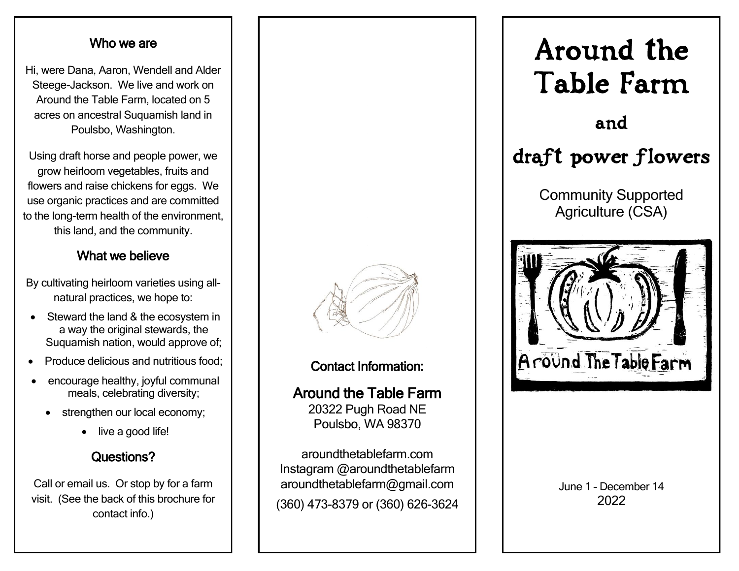## Who we are

Hi, were Dana, Aaron, Wendell and Alder Steege-Jackson. We live and work on Around the Table Farm, located on 5 acres on ancestral Suquamish land in Poulsbo, Washington.

Using draft horse and people power, we grow heirloom vegetables, fruits and flowers and raise chickens for eggs. We use organic practices and are committed to the long-term health of the environment, this land, and the community.

## What we believe

By cultivating heirloom varieties using all-natural practices, we hope to:

- Steward the land & the ecosystem in a way the original stewards, the Suquamish nation, would approve of;
- Produce delicious and nutritious food;
- encourage healthy, joyful communal meals, celebrating diversity;
- strengthen our local economy;
- live a good life!

## Questions?

Call or email us. Or stop by for a farm visit. (See the back of this brochure for contact info.)

## Contact Information:

**Around the Table Farm**
20322 Pugh Road NE
Poulsbo, WA 98370

aroundthetablefarm.com
Instagram @aroundthetablefarm
aroundthetablefarm@gmail.com
(360) 473-8379 or (360) 626-3624

# Around the Table Farm

## and

## draft power flowers

Community Supported Agriculture (CSA)

Around The Table Farm

June 1 – December 14
2022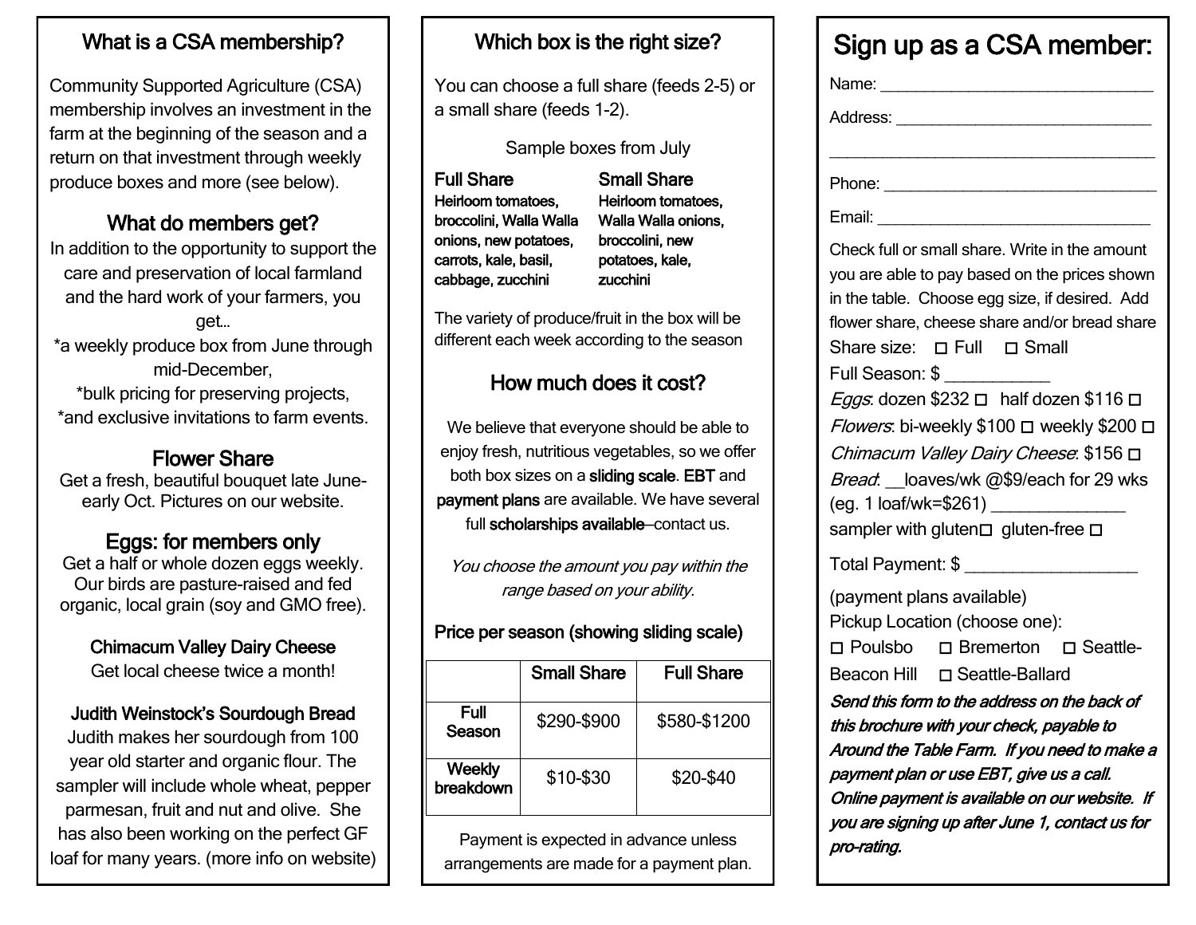## What is a CSA membership?

Community Supported Agriculture (CSA) membership involves an investment in the farm at the beginning of the season and a return on that investment through weekly produce boxes and more (see below).

## What do members get?

In addition to the opportunity to support the care and preservation of local farmland and the hard work of your farmers, you get…

*a weekly produce box from June through mid-December,
*bulk pricing for preserving projects,
*and exclusive invitations to farm events.

## Flower Share

Get a fresh, beautiful bouquet late June-early Oct. Pictures on our website.

## Eggs: for members only

Get a half or whole dozen eggs weekly. Our birds are pasture-raised and fed organic, local grain (soy and GMO free).

### Chimacum Valley Dairy Cheese

Get local cheese twice a month!

### Judith Weinstock's Sourdough Bread

Judith makes her sourdough from 100 year old starter and organic flour. The sampler will include whole wheat, pepper parmesan, fruit and nut and olive. She has also been working on the perfect GF loaf for many years. (more info on website)

## Which box is the right size?

You can choose a full share (feeds 2-5) or a small share (feeds 1-2).

Sample boxes from July

**Full Share**
Heirloom tomatoes, broccolini, Walla Walla onions, new potatoes, carrots, kale, basil, cabbage, zucchini

**Small Share**
Heirloom tomatoes, Walla Walla onions, broccolini, new potatoes, kale, zucchini

The variety of produce/fruit in the box will be different each week according to the season

## How much does it cost?

We believe that everyone should be able to enjoy fresh, nutritious vegetables, so we offer both box sizes on a **sliding scale**. **EBT** and **payment plans** are available. We have several full **scholarships available**–contact us.

*You choose the amount you pay within the range based on your ability.*

**Price per season (showing sliding scale)**

| | Small Share | Full Share |
|---|---|---|
| Full Season | $290-$900 | $580-$1200 |
| Weekly breakdown | $10-$30 | $20-$40 |

Payment is expected in advance unless arrangements are made for a payment plan.

# Sign up as a CSA member:

Name: ______________________________

Address: ____________________________

_____________________________________

Phone: ______________________________

Email: _______________________________

Check full or small share. Write in the amount you are able to pay based on the prices shown in the table. Choose egg size, if desired. Add flower share, cheese share and/or bread share

Share size: ☐ Full ☐ Small

Full Season: $ ___________

*Eggs*: dozen $232 ☐ half dozen $116 ☐

*Flowers*: bi-weekly $100 ☐ weekly $200 ☐

*Chimacum Valley Dairy Cheese*: $156 ☐

*Bread*: __loaves/wk @$9/each for 29 wks (eg. 1 loaf/wk=$261) ______________

sampler with gluten☐ gluten-free ☐

Total Payment: $ __________________

(payment plans available)

Pickup Location (choose one):

☐ Poulsbo ☐ Bremerton ☐ Seattle-Beacon Hill ☐ Seattle-Ballard

***Send this form to the address on the back of this brochure with your check, payable to Around the Table Farm. If you need to make a payment plan or use EBT, give us a call. Online payment is available on our website. If you are signing up after June 1, contact us for pro-rating.***